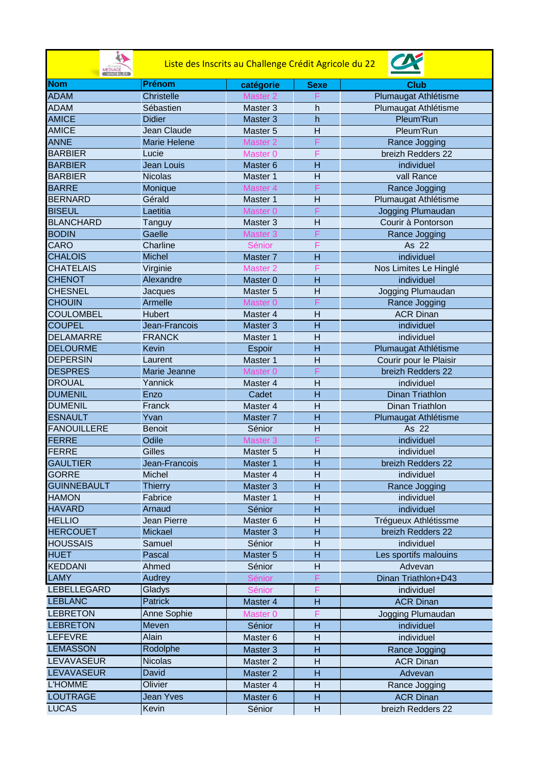# Liste des Inscrits au Challenge Crédit Agricole du 22

| Nom | Prénom | catégorie | Sexe | Club |
|---|---|---|---|---|
| ADAM | Christelle | Master 2 | F | Plumaugat Athlétisme |
| ADAM | Sébastien | Master 3 | h | Plumaugat Athlétisme |
| AMICE | Didier | Master 3 | h | Pleum'Run |
| AMICE | Jean Claude | Master 5 | H | Pleum'Run |
| ANNE | Marie Helene | Master 2 | F | Rance Jogging |
| BARBIER | Lucie | Master 0 | F | breizh Redders 22 |
| BARBIER | Jean Louis | Master 6 | H | individuel |
| BARBIER | Nicolas | Master 1 | H | vall Rance |
| BARRE | Monique | Master 4 | F | Rance Jogging |
| BERNARD | Gérald | Master 1 | H | Plumaugat Athlétisme |
| BISEUL | Laetitia | Master 0 | F | Jogging Plumaudan |
| BLANCHARD | Tanguy | Master 3 | H | Courir à Pontorson |
| BODIN | Gaelle | Master 3 | F | Rance Jogging |
| CARO | Charline | Sénior | F | As 22 |
| CHALOIS | Michel | Master 7 | H | individuel |
| CHATELAIS | Virginie | Master 2 | F | Nos Limites Le Hinglé |
| CHENOT | Alexandre | Master 0 | H | individuel |
| CHESNEL | Jacques | Master 5 | H | Jogging Plumaudan |
| CHOUIN | Armelle | Master 0 | F | Rance Jogging |
| COULOMBEL | Hubert | Master 4 | H | ACR Dinan |
| COUPEL | Jean-Francois | Master 3 | H | individuel |
| DELAMARRE | FRANCK | Master 1 | H | individuel |
| DELOURME | Kevin | Espoir | H | Plumaugat Athlétisme |
| DEPERSIN | Laurent | Master 1 | H | Courir pour le Plaisir |
| DESPRES | Marie Jeanne | Master 0 | F | breizh Redders 22 |
| DROUAL | Yannick | Master 4 | H | individuel |
| DUMENIL | Enzo | Cadet | H | Dinan Triathlon |
| DUMENIL | Franck | Master 4 | H | Dinan Triathlon |
| ESNAULT | Yvan | Master 7 | H | Plumaugat Athlétisme |
| FANOUILLERE | Benoit | Sénior | H | As 22 |
| FERRE | Odile | Master 3 | F | individuel |
| FERRE | Gilles | Master 5 | H | individuel |
| GAULTIER | Jean-Francois | Master 1 | H | breizh Redders 22 |
| GORRE | Michel | Master 4 | H | individuel |
| GUINNEBAULT | Thierry | Master 3 | H | Rance Jogging |
| HAMON | Fabrice | Master 1 | H | individuel |
| HAVARD | Arnaud | Sénior | H | individuel |
| HELLIO | Jean Pierre | Master 6 | H | Trégueux Athlétissme |
| HERCOUET | Mickael | Master 3 | H | breizh Redders 22 |
| HOUSSAIS | Samuel | Sénior | H | individuel |
| HUET | Pascal | Master 5 | H | Les sportifs malouins |
| KEDDANI | Ahmed | Sénior | H | Advevan |
| LAMY | Audrey | Sénior | F | Dinan Triathlon+D43 |
| LEBELLEGARD | Gladys | Sénior | F | individuel |
| LEBLANC | Patrick | Master 4 | H | ACR Dinan |
| LEBRETON | Anne Sophie | Master 0 | F | Jogging Plumaudan |
| LEBRETON | Meven | Sénior | H | individuel |
| LEFEVRE | Alain | Master 6 | H | individuel |
| LEMASSON | Rodolphe | Master 3 | H | Rance Jogging |
| LEVAVASEUR | Nicolas | Master 2 | H | ACR Dinan |
| LEVAVASEUR | David | Master 2 | H | Advevan |
| L'HOMME | Olivier | Master 4 | H | Rance Jogging |
| LOUTRAGE | Jean Yves | Master 6 | H | ACR Dinan |
| LUCAS | Kevin | Sénior | H | breizh Redders 22 |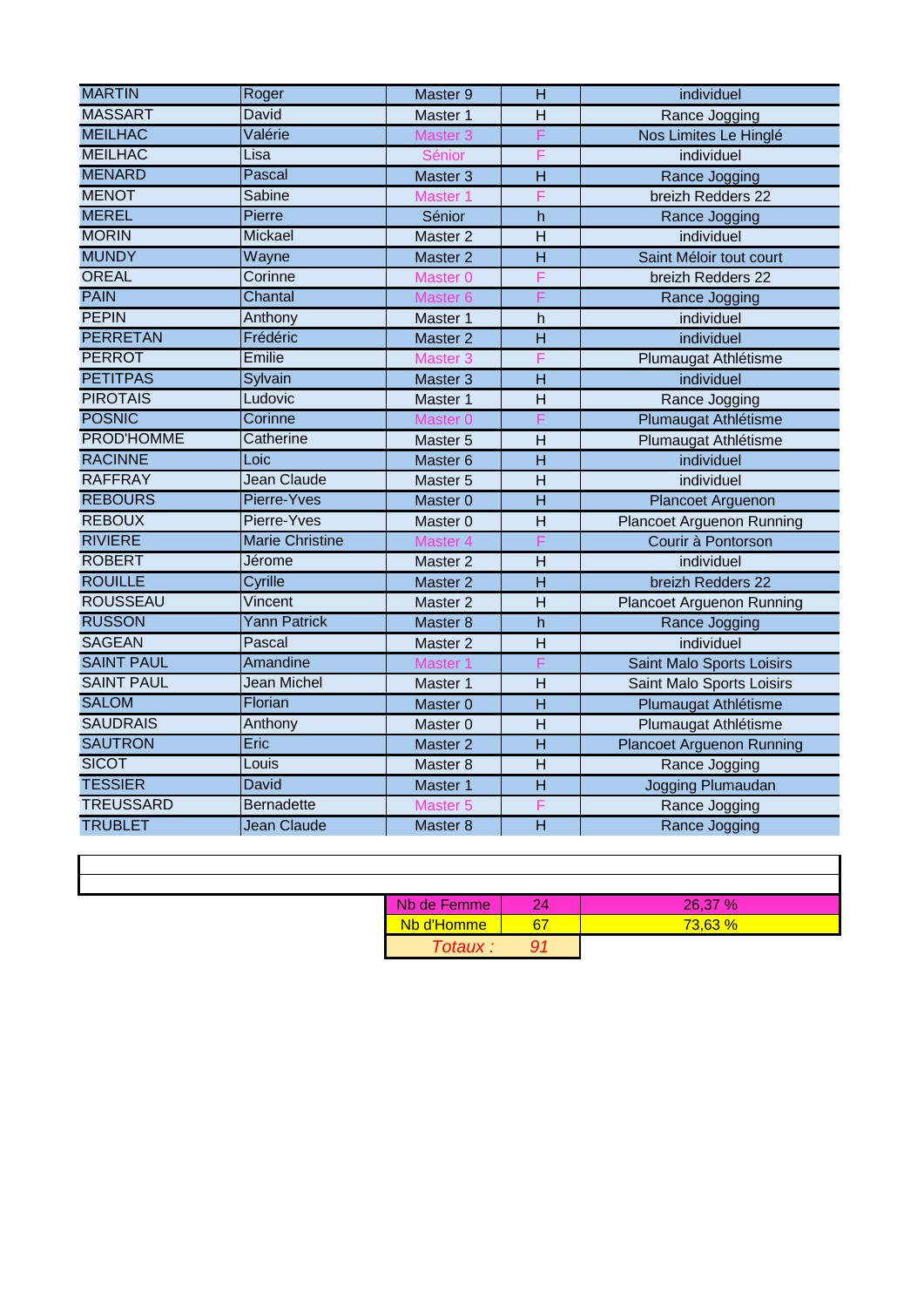| | | | | |
|---|---|---|---|---|
| MARTIN | Roger | Master 9 | H | individuel |
| MASSART | David | Master 1 | H | Rance Jogging |
| MEILHAC | Valérie | Master 3 | F | Nos Limites Le Hinglé |
| MEILHAC | Lisa | Sénior | F | individuel |
| MENARD | Pascal | Master 3 | H | Rance Jogging |
| MENOT | Sabine | Master 1 | F | breizh Redders 22 |
| MEREL | Pierre | Sénior | h | Rance Jogging |
| MORIN | Mickael | Master 2 | H | individuel |
| MUNDY | Wayne | Master 2 | H | Saint Méloir tout court |
| OREAL | Corinne | Master 0 | F | breizh Redders 22 |
| PAIN | Chantal | Master 6 | F | Rance Jogging |
| PEPIN | Anthony | Master 1 | h | individuel |
| PERRETAN | Frédéric | Master 2 | H | individuel |
| PERROT | Emilie | Master 3 | F | Plumaugat Athlétisme |
| PETITPAS | Sylvain | Master 3 | H | individuel |
| PIROTAIS | Ludovic | Master 1 | H | Rance Jogging |
| POSNIC | Corinne | Master 0 | F | Plumaugat Athlétisme |
| PROD'HOMME | Catherine | Master 5 | H | Plumaugat Athlétisme |
| RACINNE | Loic | Master 6 | H | individuel |
| RAFFRAY | Jean Claude | Master 5 | H | individuel |
| REBOURS | Pierre-Yves | Master 0 | H | Plancoet Arguenon |
| REBOUX | Pierre-Yves | Master 0 | H | Plancoet Arguenon Running |
| RIVIERE | Marie Christine | Master 4 | F | Courir à Pontorson |
| ROBERT | Jérome | Master 2 | H | individuel |
| ROUILLE | Cyrille | Master 2 | H | breizh Redders 22 |
| ROUSSEAU | Vincent | Master 2 | H | Plancoet Arguenon Running |
| RUSSON | Yann Patrick | Master 8 | h | Rance Jogging |
| SAGEAN | Pascal | Master 2 | H | individuel |
| SAINT PAUL | Amandine | Master 1 | F | Saint Malo Sports Loisirs |
| SAINT PAUL | Jean Michel | Master 1 | H | Saint Malo Sports Loisirs |
| SALOM | Florian | Master 0 | H | Plumaugat Athlétisme |
| SAUDRAIS | Anthony | Master 0 | H | Plumaugat Athlétisme |
| SAUTRON | Eric | Master 2 | H | Plancoet Arguenon Running |
| SICOT | Louis | Master 8 | H | Rance Jogging |
| TESSIER | David | Master 1 | H | Jogging Plumaudan |
| TREUSSARD | Bernadette | Master 5 | F | Rance Jogging |
| TRUBLET | Jean Claude | Master 8 | H | Rance Jogging |

| | | |
|---|---|---|
| Nb de Femme | 24 | 26,37 % |
| Nb d'Homme | 67 | 73,63 % |
| *Totaux :* | *91* | |